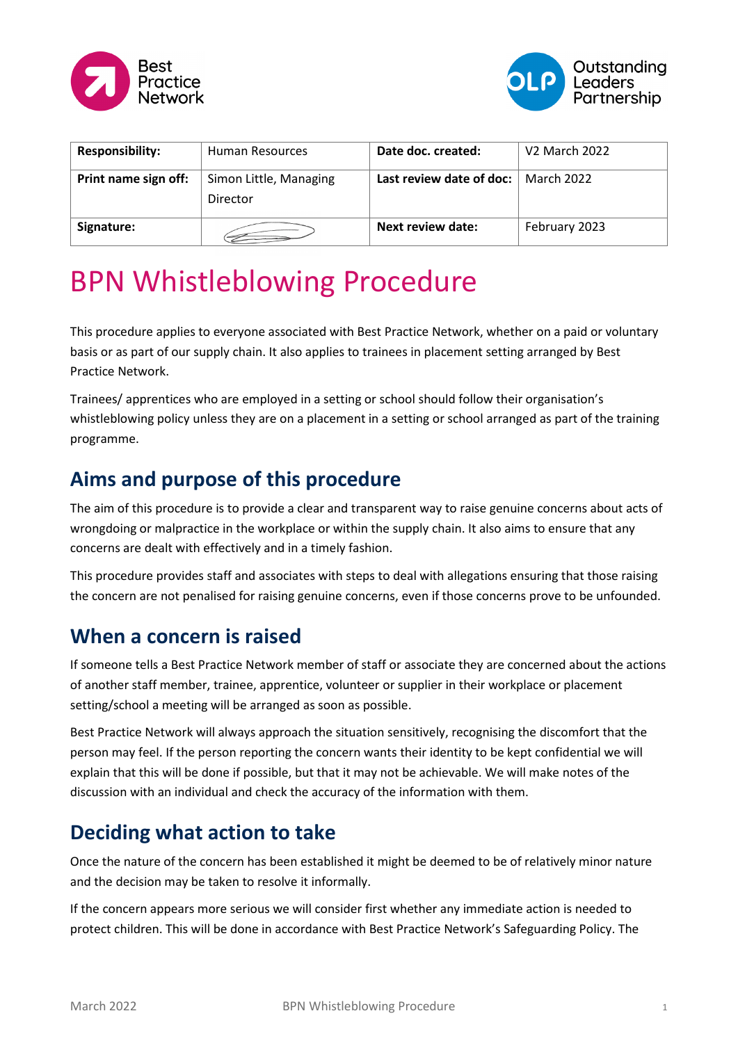Best Practice Network

Outstanding Leaders Partnership

| **Responsibility:** | Human Resources | **Date doc. created:** | V2 March 2022 |
| --- | --- | --- | --- |
| **Print name sign off:** | Simon Little, Managing Director | **Last review date of doc:** | March 2022 |
| **Signature:** | | **Next review date:** | February 2023 |

# BPN Whistleblowing Procedure

This procedure applies to everyone associated with Best Practice Network, whether on a paid or voluntary basis or as part of our supply chain. It also applies to trainees in placement setting arranged by Best Practice Network.

Trainees/ apprentices who are employed in a setting or school should follow their organisation's whistleblowing policy unless they are on a placement in a setting or school arranged as part of the training programme.

## Aims and purpose of this procedure

The aim of this procedure is to provide a clear and transparent way to raise genuine concerns about acts of wrongdoing or malpractice in the workplace or within the supply chain. It also aims to ensure that any concerns are dealt with effectively and in a timely fashion.

This procedure provides staff and associates with steps to deal with allegations ensuring that those raising the concern are not penalised for raising genuine concerns, even if those concerns prove to be unfounded.

## When a concern is raised

If someone tells a Best Practice Network member of staff or associate they are concerned about the actions of another staff member, trainee, apprentice, volunteer or supplier in their workplace or placement setting/school a meeting will be arranged as soon as possible.

Best Practice Network will always approach the situation sensitively, recognising the discomfort that the person may feel. If the person reporting the concern wants their identity to be kept confidential we will explain that this will be done if possible, but that it may not be achievable. We will make notes of the discussion with an individual and check the accuracy of the information with them.

## Deciding what action to take

Once the nature of the concern has been established it might be deemed to be of relatively minor nature and the decision may be taken to resolve it informally.

If the concern appears more serious we will consider first whether any immediate action is needed to protect children. This will be done in accordance with Best Practice Network's Safeguarding Policy. The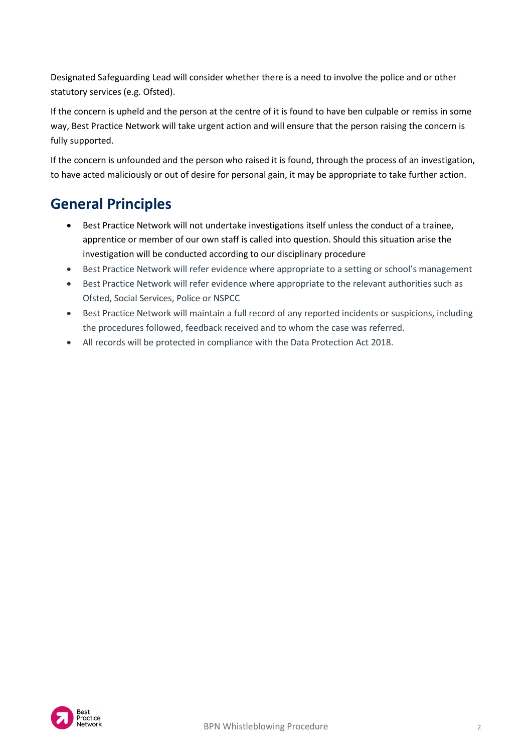Designated Safeguarding Lead will consider whether there is a need to involve the police and or other statutory services (e.g. Ofsted).

If the concern is upheld and the person at the centre of it is found to have ben culpable or remiss in some way, Best Practice Network will take urgent action and will ensure that the person raising the concern is fully supported.

If the concern is unfounded and the person who raised it is found, through the process of an investigation, to have acted maliciously or out of desire for personal gain, it may be appropriate to take further action.

## General Principles

- Best Practice Network will not undertake investigations itself unless the conduct of a trainee, apprentice or member of our own staff is called into question. Should this situation arise the investigation will be conducted according to our disciplinary procedure
- Best Practice Network will refer evidence where appropriate to a setting or school's management
- Best Practice Network will refer evidence where appropriate to the relevant authorities such as Ofsted, Social Services, Police or NSPCC
- Best Practice Network will maintain a full record of any reported incidents or suspicions, including the procedures followed, feedback received and to whom the case was referred.
- All records will be protected in compliance with the Data Protection Act 2018.